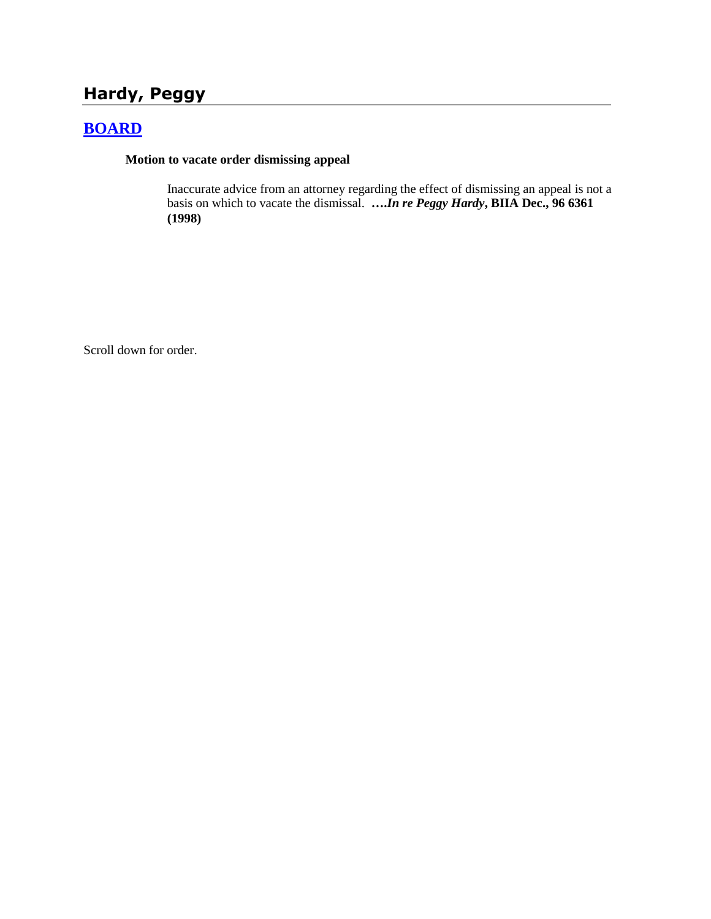# Hardy, Peggy

## BOARD

**Motion to vacate order dismissing appeal**

Inaccurate advice from an attorney regarding the effect of dismissing an appeal is not a basis on which to vacate the dismissal. ****….In re Peggy Hardy*, BIIA Dec., 96 6361 (1998)**

Scroll down for order.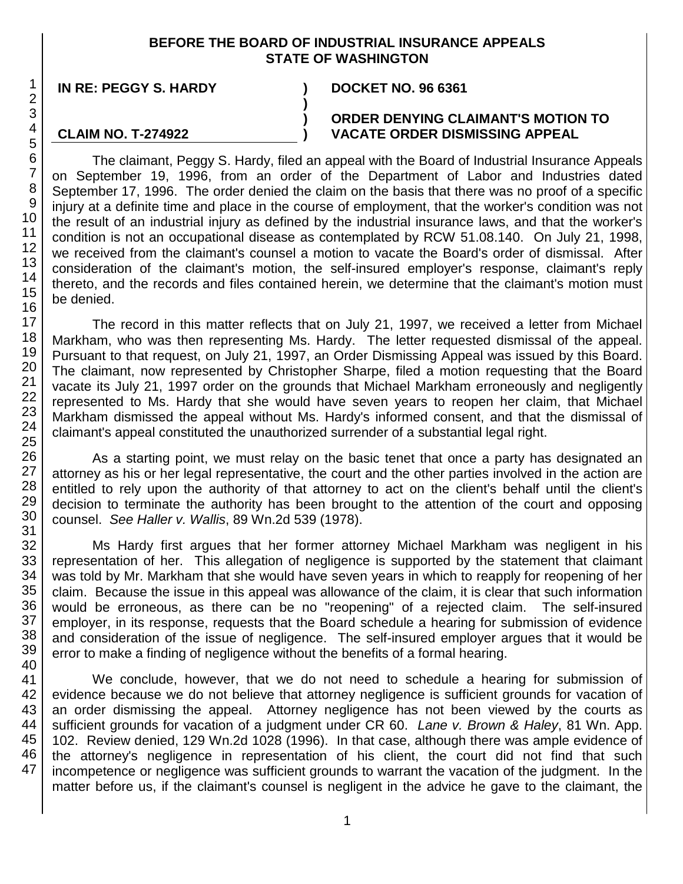**BEFORE THE BOARD OF INDUSTRIAL INSURANCE APPEALS**
**STATE OF WASHINGTON**

| | | |
|---|---|---|
| **IN RE: PEGGY S. HARDY** | **)** | **DOCKET NO. 96 6361** |
| | **)** | |
| | **)** | **ORDER DENYING CLAIMANT'S MOTION TO** |
| **CLAIM NO. T-274922** | **)** | **VACATE ORDER DISMISSING APPEAL** |

The claimant, Peggy S. Hardy, filed an appeal with the Board of Industrial Insurance Appeals on September 19, 1996, from an order of the Department of Labor and Industries dated September 17, 1996. The order denied the claim on the basis that there was no proof of a specific injury at a definite time and place in the course of employment, that the worker's condition was not the result of an industrial injury as defined by the industrial insurance laws, and that the worker's condition is not an occupational disease as contemplated by RCW 51.08.140. On July 21, 1998, we received from the claimant's counsel a motion to vacate the Board's order of dismissal. After consideration of the claimant's motion, the self-insured employer's response, claimant's reply thereto, and the records and files contained herein, we determine that the claimant's motion must be denied.

The record in this matter reflects that on July 21, 1997, we received a letter from Michael Markham, who was then representing Ms. Hardy. The letter requested dismissal of the appeal. Pursuant to that request, on July 21, 1997, an Order Dismissing Appeal was issued by this Board. The claimant, now represented by Christopher Sharpe, filed a motion requesting that the Board vacate its July 21, 1997 order on the grounds that Michael Markham erroneously and negligently represented to Ms. Hardy that she would have seven years to reopen her claim, that Michael Markham dismissed the appeal without Ms. Hardy's informed consent, and that the dismissal of claimant's appeal constituted the unauthorized surrender of a substantial legal right.

As a starting point, we must relay on the basic tenet that once a party has designated an attorney as his or her legal representative, the court and the other parties involved in the action are entitled to rely upon the authority of that attorney to act on the client's behalf until the client's decision to terminate the authority has been brought to the attention of the court and opposing counsel. *See Haller v. Wallis*, 89 Wn.2d 539 (1978).

Ms Hardy first argues that her former attorney Michael Markham was negligent in his representation of her. This allegation of negligence is supported by the statement that claimant was told by Mr. Markham that she would have seven years in which to reapply for reopening of her claim. Because the issue in this appeal was allowance of the claim, it is clear that such information would be erroneous, as there can be no "reopening" of a rejected claim. The self-insured employer, in its response, requests that the Board schedule a hearing for submission of evidence and consideration of the issue of negligence. The self-insured employer argues that it would be error to make a finding of negligence without the benefits of a formal hearing.

We conclude, however, that we do not need to schedule a hearing for submission of evidence because we do not believe that attorney negligence is sufficient grounds for vacation of an order dismissing the appeal. Attorney negligence has not been viewed by the courts as sufficient grounds for vacation of a judgment under CR 60. *Lane v. Brown & Haley*, 81 Wn. App. 102. Review denied, 129 Wn.2d 1028 (1996). In that case, although there was ample evidence of the attorney's negligence in representation of his client, the court did not find that such incompetence or negligence was sufficient grounds to warrant the vacation of the judgment. In the matter before us, if the claimant's counsel is negligent in the advice he gave to the claimant, the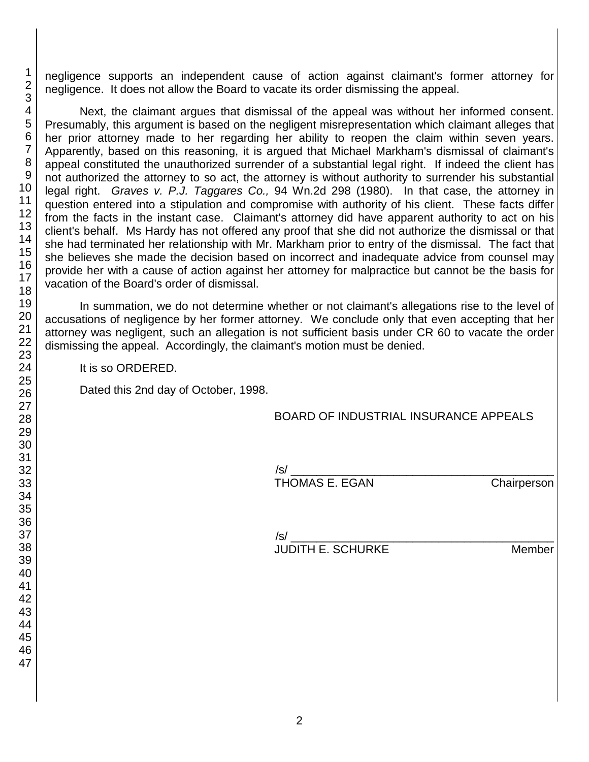negligence supports an independent cause of action against claimant's former attorney for negligence. It does not allow the Board to vacate its order dismissing the appeal.

Next, the claimant argues that dismissal of the appeal was without her informed consent. Presumably, this argument is based on the negligent misrepresentation which claimant alleges that her prior attorney made to her regarding her ability to reopen the claim within seven years. Apparently, based on this reasoning, it is argued that Michael Markham's dismissal of claimant's appeal constituted the unauthorized surrender of a substantial legal right. If indeed the client has not authorized the attorney to so act, the attorney is without authority to surrender his substantial legal right. *Graves v. P.J. Taggares Co.,* 94 Wn.2d 298 (1980). In that case, the attorney in question entered into a stipulation and compromise with authority of his client. These facts differ from the facts in the instant case. Claimant's attorney did have apparent authority to act on his client's behalf. Ms Hardy has not offered any proof that she did not authorize the dismissal or that she had terminated her relationship with Mr. Markham prior to entry of the dismissal. The fact that she believes she made the decision based on incorrect and inadequate advice from counsel may provide her with a cause of action against her attorney for malpractice but cannot be the basis for vacation of the Board's order of dismissal.

In summation, we do not determine whether or not claimant's allegations rise to the level of accusations of negligence by her former attorney. We conclude only that even accepting that her attorney was negligent, such an allegation is not sufficient basis under CR 60 to vacate the order dismissing the appeal. Accordingly, the claimant's motion must be denied.

It is so ORDERED.

Dated this 2nd day of October, 1998.

BOARD OF INDUSTRIAL INSURANCE APPEALS

/s/ \_\_\_\_\_\_\_\_\_\_\_\_\_\_\_\_\_\_\_\_\_\_\_\_\_\_\_\_\_\_\_\_\_\_\_\_\_\_\_\_
THOMAS E. EGAN Chairperson

/s/ \_\_\_\_\_\_\_\_\_\_\_\_\_\_\_\_\_\_\_\_\_\_\_\_\_\_\_\_\_\_\_\_\_\_\_\_\_\_\_\_
JUDITH E. SCHURKE Member